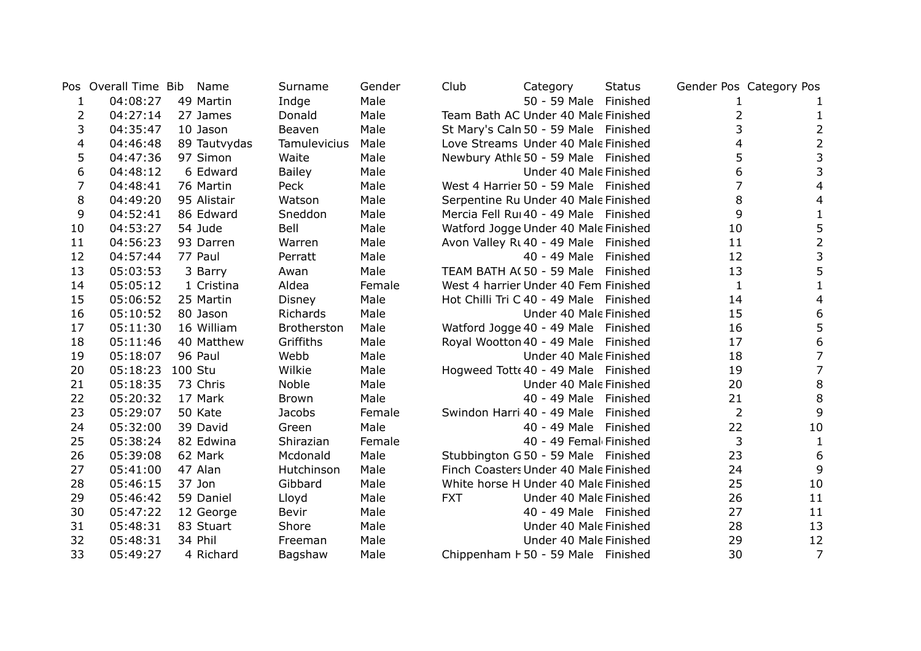| Pos | Overall Time | Bib | Name | Surname | Gender | Club | Category | Status | Gender Pos | Category Pos |
|---|---|---|---|---|---|---|---|---|---|---|
| 1 | 04:08:27 | 49 | Martin | Indge | Male | | 50 - 59 Male | Finished | 1 | 1 |
| 2 | 04:27:14 | 27 | James | Donald | Male | Team Bath AC | Under 40 Male | Finished | 2 | 1 |
| 3 | 04:35:47 | 10 | Jason | Beaven | Male | St Mary's Caln | 50 - 59 Male | Finished | 3 | 2 |
| 4 | 04:46:48 | 89 | Tautvydas | Tamulevicius | Male | Love Streams | Under 40 Male | Finished | 4 | 2 |
| 5 | 04:47:36 | 97 | Simon | Waite | Male | Newbury Athle | 50 - 59 Male | Finished | 5 | 3 |
| 6 | 04:48:12 | 6 | Edward | Bailey | Male | | Under 40 Male | Finished | 6 | 3 |
| 7 | 04:48:41 | 76 | Martin | Peck | Male | West 4 Harrier | 50 - 59 Male | Finished | 7 | 4 |
| 8 | 04:49:20 | 95 | Alistair | Watson | Male | Serpentine Ru | Under 40 Male | Finished | 8 | 4 |
| 9 | 04:52:41 | 86 | Edward | Sneddon | Male | Mercia Fell Ru | 40 - 49 Male | Finished | 9 | 1 |
| 10 | 04:53:27 | 54 | Jude | Bell | Male | Watford Jogge | Under 40 Male | Finished | 10 | 5 |
| 11 | 04:56:23 | 93 | Darren | Warren | Male | Avon Valley Ru | 40 - 49 Male | Finished | 11 | 2 |
| 12 | 04:57:44 | 77 | Paul | Perratt | Male | | 40 - 49 Male | Finished | 12 | 3 |
| 13 | 05:03:53 | 3 | Barry | Awan | Male | TEAM BATH AC | 50 - 59 Male | Finished | 13 | 5 |
| 14 | 05:05:12 | 1 | Cristina | Aldea | Female | West 4 harrier | Under 40 Fem | Finished | 1 | 1 |
| 15 | 05:06:52 | 25 | Martin | Disney | Male | Hot Chilli Tri C | 40 - 49 Male | Finished | 14 | 4 |
| 16 | 05:10:52 | 80 | Jason | Richards | Male | | Under 40 Male | Finished | 15 | 6 |
| 17 | 05:11:30 | 16 | William | Brotherston | Male | Watford Jogge | 40 - 49 Male | Finished | 16 | 5 |
| 18 | 05:11:46 | 40 | Matthew | Griffiths | Male | Royal Wootton | 40 - 49 Male | Finished | 17 | 6 |
| 19 | 05:18:07 | 96 | Paul | Webb | Male | | Under 40 Male | Finished | 18 | 7 |
| 20 | 05:18:23 | 100 | Stu | Wilkie | Male | Hogweed Totte | 40 - 49 Male | Finished | 19 | 7 |
| 21 | 05:18:35 | 73 | Chris | Noble | Male | | Under 40 Male | Finished | 20 | 8 |
| 22 | 05:20:32 | 17 | Mark | Brown | Male | | 40 - 49 Male | Finished | 21 | 8 |
| 23 | 05:29:07 | 50 | Kate | Jacobs | Female | Swindon Harri | 40 - 49 Male | Finished | 2 | 9 |
| 24 | 05:32:00 | 39 | David | Green | Male | | 40 - 49 Male | Finished | 22 | 10 |
| 25 | 05:38:24 | 82 | Edwina | Shirazian | Female | | 40 - 49 Femal | Finished | 3 | 1 |
| 26 | 05:39:08 | 62 | Mark | Mcdonald | Male | Stubbington G | 50 - 59 Male | Finished | 23 | 6 |
| 27 | 05:41:00 | 47 | Alan | Hutchinson | Male | Finch Coasters | Under 40 Male | Finished | 24 | 9 |
| 28 | 05:46:15 | 37 | Jon | Gibbard | Male | White horse H | Under 40 Male | Finished | 25 | 10 |
| 29 | 05:46:42 | 59 | Daniel | Lloyd | Male | FXT | Under 40 Male | Finished | 26 | 11 |
| 30 | 05:47:22 | 12 | George | Bevir | Male | | 40 - 49 Male | Finished | 27 | 11 |
| 31 | 05:48:31 | 83 | Stuart | Shore | Male | | Under 40 Male | Finished | 28 | 13 |
| 32 | 05:48:31 | 34 | Phil | Freeman | Male | | Under 40 Male | Finished | 29 | 12 |
| 33 | 05:49:27 | 4 | Richard | Bagshaw | Male | Chippenham H | 50 - 59 Male | Finished | 30 | 7 |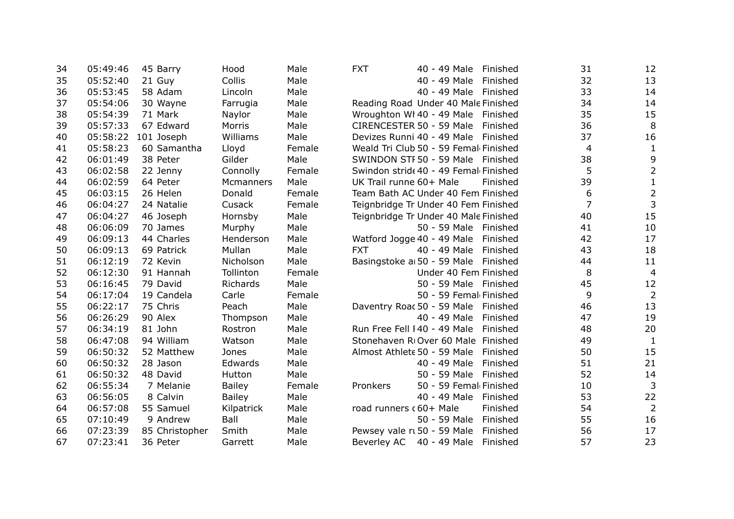| | | | | | | | | | | |
|---|---|---|---|---|---|---|---|---|---|---|
| 34 | 05:49:46 | 45 | Barry | Hood | Male | FXT | 40 - 49 Male | Finished | 31 | 12 |
| 35 | 05:52:40 | 21 | Guy | Collis | Male | | 40 - 49 Male | Finished | 32 | 13 |
| 36 | 05:53:45 | 58 | Adam | Lincoln | Male | | 40 - 49 Male | Finished | 33 | 14 |
| 37 | 05:54:06 | 30 | Wayne | Farrugia | Male | Reading Road | Under 40 Male | Finished | 34 | 14 |
| 38 | 05:54:39 | 71 | Mark | Naylor | Male | Wroughton Wh | 40 - 49 Male | Finished | 35 | 15 |
| 39 | 05:57:33 | 67 | Edward | Morris | Male | CIRENCESTER | 50 - 59 Male | Finished | 36 | 8 |
| 40 | 05:58:22 | 101 | Joseph | Williams | Male | Devizes Runni | 40 - 49 Male | Finished | 37 | 16 |
| 41 | 05:58:23 | 60 | Samantha | Lloyd | Female | Weald Tri Club | 50 - 59 Femal | Finished | 4 | 1 |
| 42 | 06:01:49 | 38 | Peter | Gilder | Male | SWINDON STI | 50 - 59 Male | Finished | 38 | 9 |
| 43 | 06:02:58 | 22 | Jenny | Connolly | Female | Swindon stride | 40 - 49 Femal | Finished | 5 | 2 |
| 44 | 06:02:59 | 64 | Peter | Mcmanners | Male | UK Trail runne | 60+ Male | Finished | 39 | 1 |
| 45 | 06:03:15 | 26 | Helen | Donald | Female | Team Bath AC | Under 40 Fem | Finished | 6 | 2 |
| 46 | 06:04:27 | 24 | Natalie | Cusack | Female | Teignbridge Tr | Under 40 Fem | Finished | 7 | 3 |
| 47 | 06:04:27 | 46 | Joseph | Hornsby | Male | Teignbridge Tr | Under 40 Male | Finished | 40 | 15 |
| 48 | 06:06:09 | 70 | James | Murphy | Male | | 50 - 59 Male | Finished | 41 | 10 |
| 49 | 06:09:13 | 44 | Charles | Henderson | Male | Watford Jogge | 40 - 49 Male | Finished | 42 | 17 |
| 50 | 06:09:13 | 69 | Patrick | Mullan | Male | FXT | 40 - 49 Male | Finished | 43 | 18 |
| 51 | 06:12:19 | 72 | Kevin | Nicholson | Male | Basingstoke a | 50 - 59 Male | Finished | 44 | 11 |
| 52 | 06:12:30 | 91 | Hannah | Tollinton | Female | | Under 40 Fem | Finished | 8 | 4 |
| 53 | 06:16:45 | 79 | David | Richards | Male | | 50 - 59 Male | Finished | 45 | 12 |
| 54 | 06:17:04 | 19 | Candela | Carle | Female | | 50 - 59 Femal | Finished | 9 | 2 |
| 55 | 06:22:17 | 75 | Chris | Peach | Male | Daventry Road | 50 - 59 Male | Finished | 46 | 13 |
| 56 | 06:26:29 | 90 | Alex | Thompson | Male | | 40 - 49 Male | Finished | 47 | 19 |
| 57 | 06:34:19 | 81 | John | Rostron | Male | Run Free Fell I | 40 - 49 Male | Finished | 48 | 20 |
| 58 | 06:47:08 | 94 | William | Watson | Male | Stonehaven Ru | Over 60 Male | Finished | 49 | 1 |
| 59 | 06:50:32 | 52 | Matthew | Jones | Male | Almost Athlete | 50 - 59 Male | Finished | 50 | 15 |
| 60 | 06:50:32 | 28 | Jason | Edwards | Male | | 40 - 49 Male | Finished | 51 | 21 |
| 61 | 06:50:32 | 48 | David | Hutton | Male | | 50 - 59 Male | Finished | 52 | 14 |
| 62 | 06:55:34 | 7 | Melanie | Bailey | Female | Pronkers | 50 - 59 Femal | Finished | 10 | 3 |
| 63 | 06:56:05 | 8 | Calvin | Bailey | Male | | 40 - 49 Male | Finished | 53 | 22 |
| 64 | 06:57:08 | 55 | Samuel | Kilpatrick | Male | road runners c | 60+ Male | Finished | 54 | 2 |
| 65 | 07:10:49 | 9 | Andrew | Ball | Male | | 50 - 59 Male | Finished | 55 | 16 |
| 66 | 07:23:39 | 85 | Christopher | Smith | Male | Pewsey vale ru | 50 - 59 Male | Finished | 56 | 17 |
| 67 | 07:23:41 | 36 | Peter | Garrett | Male | Beverley AC | 40 - 49 Male | Finished | 57 | 23 |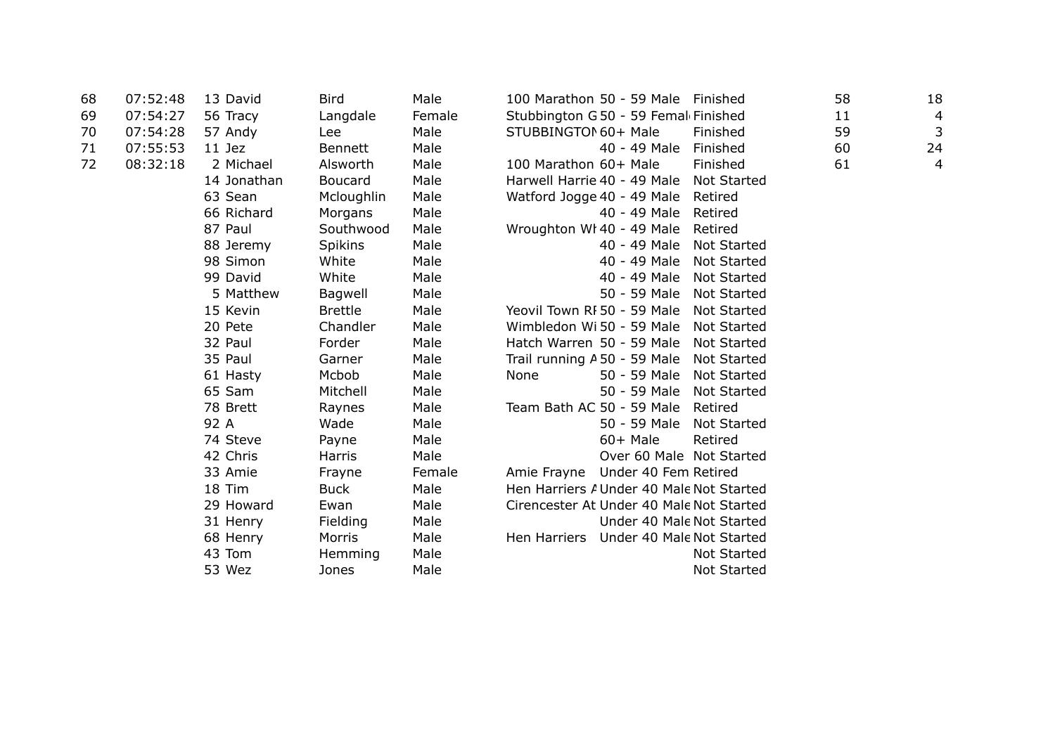| | | | | | | | | | | |
|---|---|---|---|---|---|---|---|---|---|---|
| 68 | 07:52:48 | 13 | David | Bird | Male | 100 Marathon | 50 - 59 Male | Finished | 58 | 18 |
| 69 | 07:54:27 | 56 | Tracy | Langdale | Female | Stubbington G | 50 - 59 Femal | Finished | 11 | 4 |
| 70 | 07:54:28 | 57 | Andy | Lee | Male | STUBBINGTON | 60+ Male | Finished | 59 | 3 |
| 71 | 07:55:53 | 11 | Jez | Bennett | Male | | 40 - 49 Male | Finished | 60 | 24 |
| 72 | 08:32:18 | 2 | Michael | Alsworth | Male | 100 Marathon | 60+ Male | Finished | 61 | 4 |
| | | 14 | Jonathan | Boucard | Male | Harwell Harrie | 40 - 49 Male | Not Started | | |
| | | 63 | Sean | Mcloughlin | Male | Watford Jogge | 40 - 49 Male | Retired | | |
| | | 66 | Richard | Morgans | Male | | 40 - 49 Male | Retired | | |
| | | 87 | Paul | Southwood | Male | Wroughton Wh | 40 - 49 Male | Retired | | |
| | | 88 | Jeremy | Spikins | Male | | 40 - 49 Male | Not Started | | |
| | | 98 | Simon | White | Male | | 40 - 49 Male | Not Started | | |
| | | 99 | David | White | Male | | 40 - 49 Male | Not Started | | |
| | | 5 | Matthew | Bagwell | Male | | 50 - 59 Male | Not Started | | |
| | | 15 | Kevin | Brettle | Male | Yeovil Town RF | 50 - 59 Male | Not Started | | |
| | | 20 | Pete | Chandler | Male | Wimbledon Wi | 50 - 59 Male | Not Started | | |
| | | 32 | Paul | Forder | Male | Hatch Warren | 50 - 59 Male | Not Started | | |
| | | 35 | Paul | Garner | Male | Trail running A | 50 - 59 Male | Not Started | | |
| | | 61 | Hasty | Mcbob | Male | None | 50 - 59 Male | Not Started | | |
| | | 65 | Sam | Mitchell | Male | | 50 - 59 Male | Not Started | | |
| | | 78 | Brett | Raynes | Male | Team Bath AC | 50 - 59 Male | Retired | | |
| | | 92 | A | Wade | Male | | 50 - 59 Male | Not Started | | |
| | | 74 | Steve | Payne | Male | | 60+ Male | Retired | | |
| | | 42 | Chris | Harris | Male | | Over 60 Male | Not Started | | |
| | | 33 | Amie | Frayne | Female | Amie Frayne | Under 40 Fem | Retired | | |
| | | 18 | Tim | Buck | Male | Hen Harriers A | Under 40 Male | Not Started | | |
| | | 29 | Howard | Ewan | Male | Cirencester At | Under 40 Male | Not Started | | |
| | | 31 | Henry | Fielding | Male | | Under 40 Male | Not Started | | |
| | | 68 | Henry | Morris | Male | Hen Harriers | Under 40 Male | Not Started | | |
| | | 43 | Tom | Hemming | Male | | | Not Started | | |
| | | 53 | Wez | Jones | Male | | | Not Started | | |